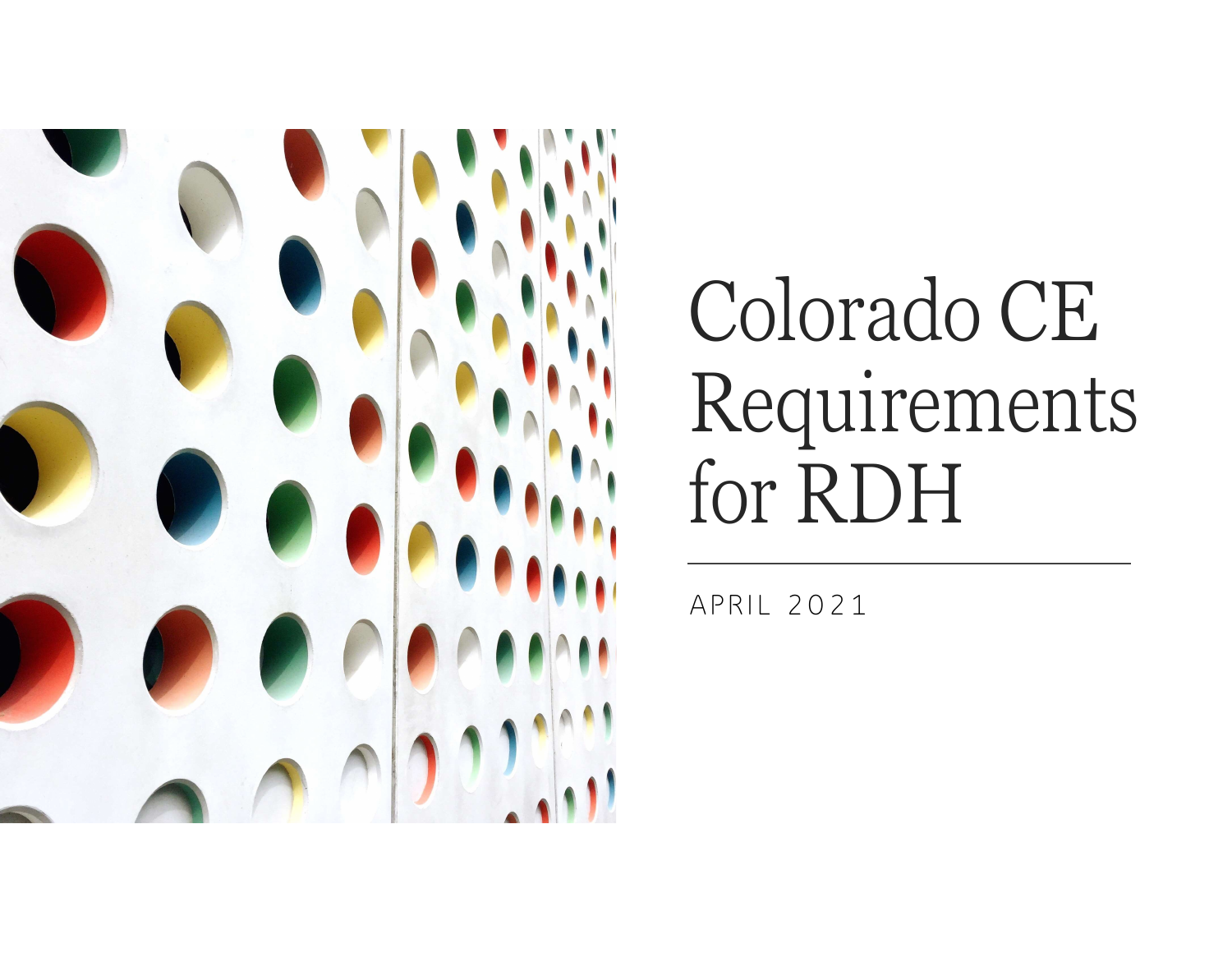# Colorado CE Requirements for RDH

APRIL 2021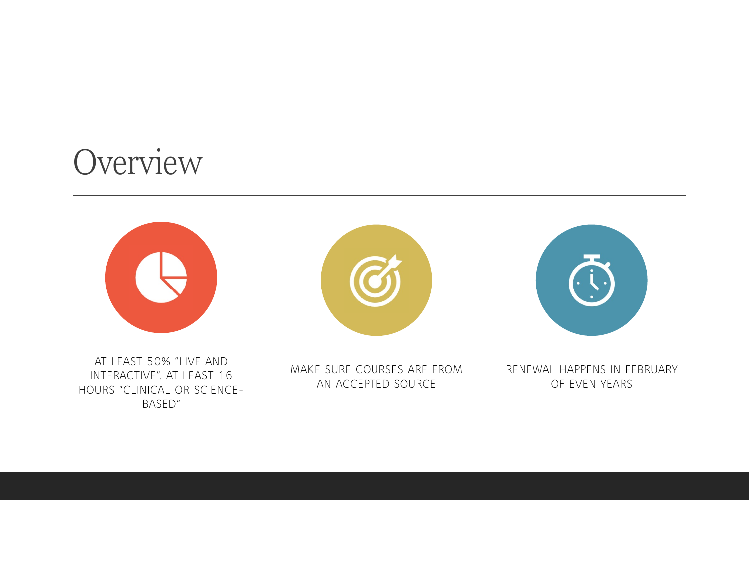# Overview

AT LEAST 50% "LIVE AND INTERACTIVE". AT LEAST 16 HOURS "CLINICAL OR SCIENCE-BASED"

MAKE SURE COURSES ARE FROM AN ACCEPTED SOURCE

RENEWAL HAPPENS IN FEBRUARY OF EVEN YEARS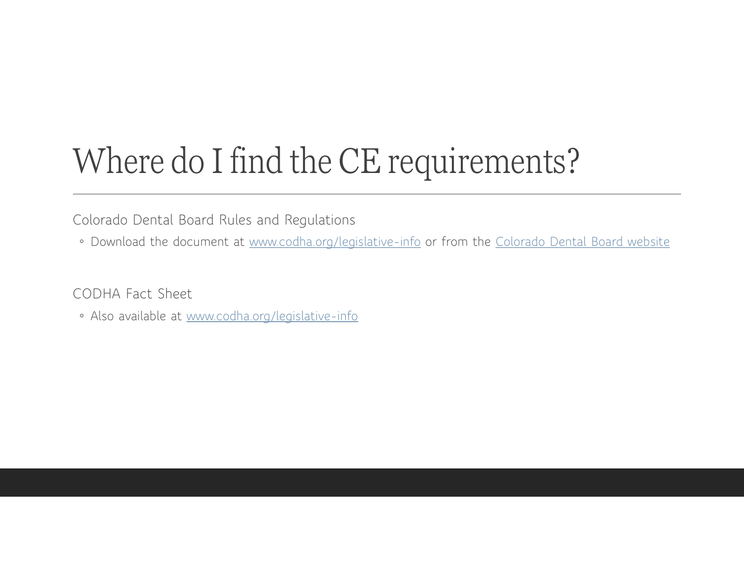# Where do I find the CE requirements?

Colorado Dental Board Rules and Regulations

- Download the document at www.codha.org/legislative-info or from the Colorado Dental Board website

CODHA Fact Sheet

- Also available at www.codha.org/legislative-info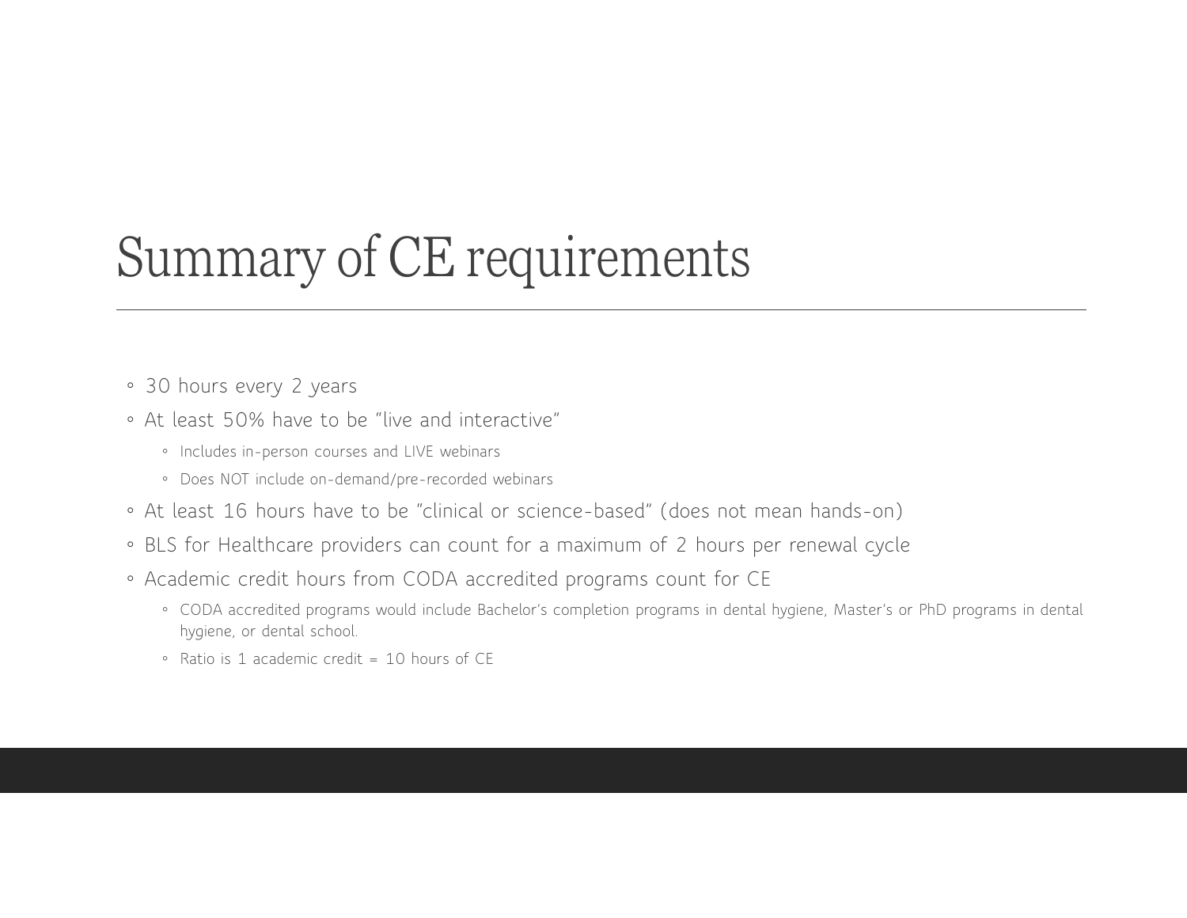# Summary of CE requirements

- 30 hours every 2 years
- At least 50% have to be "live and interactive"
  - Includes in-person courses and LIVE webinars
  - Does NOT include on-demand/pre-recorded webinars
- At least 16 hours have to be "clinical or science-based" (does not mean hands-on)
- BLS for Healthcare providers can count for a maximum of 2 hours per renewal cycle
- Academic credit hours from CODA accredited programs count for CE
  - CODA accredited programs would include Bachelor's completion programs in dental hygiene, Master's or PhD programs in dental hygiene, or dental school.
  - Ratio is 1 academic credit = 10 hours of CE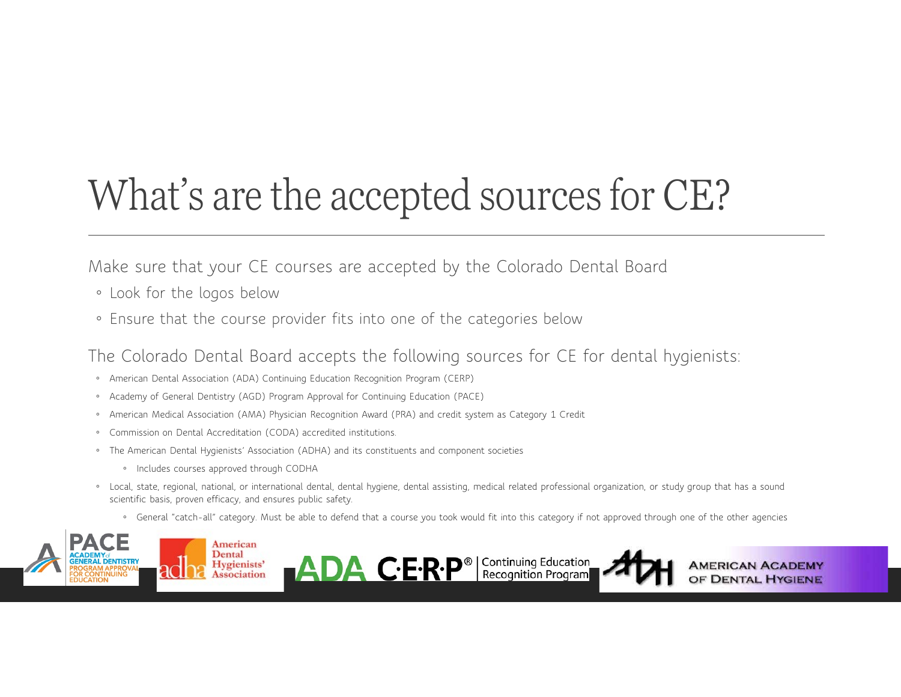# What's are the accepted sources for CE?

Make sure that your CE courses are accepted by the Colorado Dental Board

- Look for the logos below
- Ensure that the course provider fits into one of the categories below

The Colorado Dental Board accepts the following sources for CE for dental hygienists:

- American Dental Association (ADA) Continuing Education Recognition Program (CERP)
- Academy of General Dentistry (AGD) Program Approval for Continuing Education (PACE)
- American Medical Association (AMA) Physician Recognition Award (PRA) and credit system as Category 1 Credit
- Commission on Dental Accreditation (CODA) accredited institutions.
- The American Dental Hygienists' Association (ADHA) and its constituents and component societies
  - Includes courses approved through CODHA
- Local, state, regional, national, or international dental, dental hygiene, dental assisting, medical related professional organization, or study group that has a sound scientific basis, proven efficacy, and ensures public safety.
  - General "catch-all" category. Must be able to defend that a course you took would fit into this category if not approved through one of the other agencies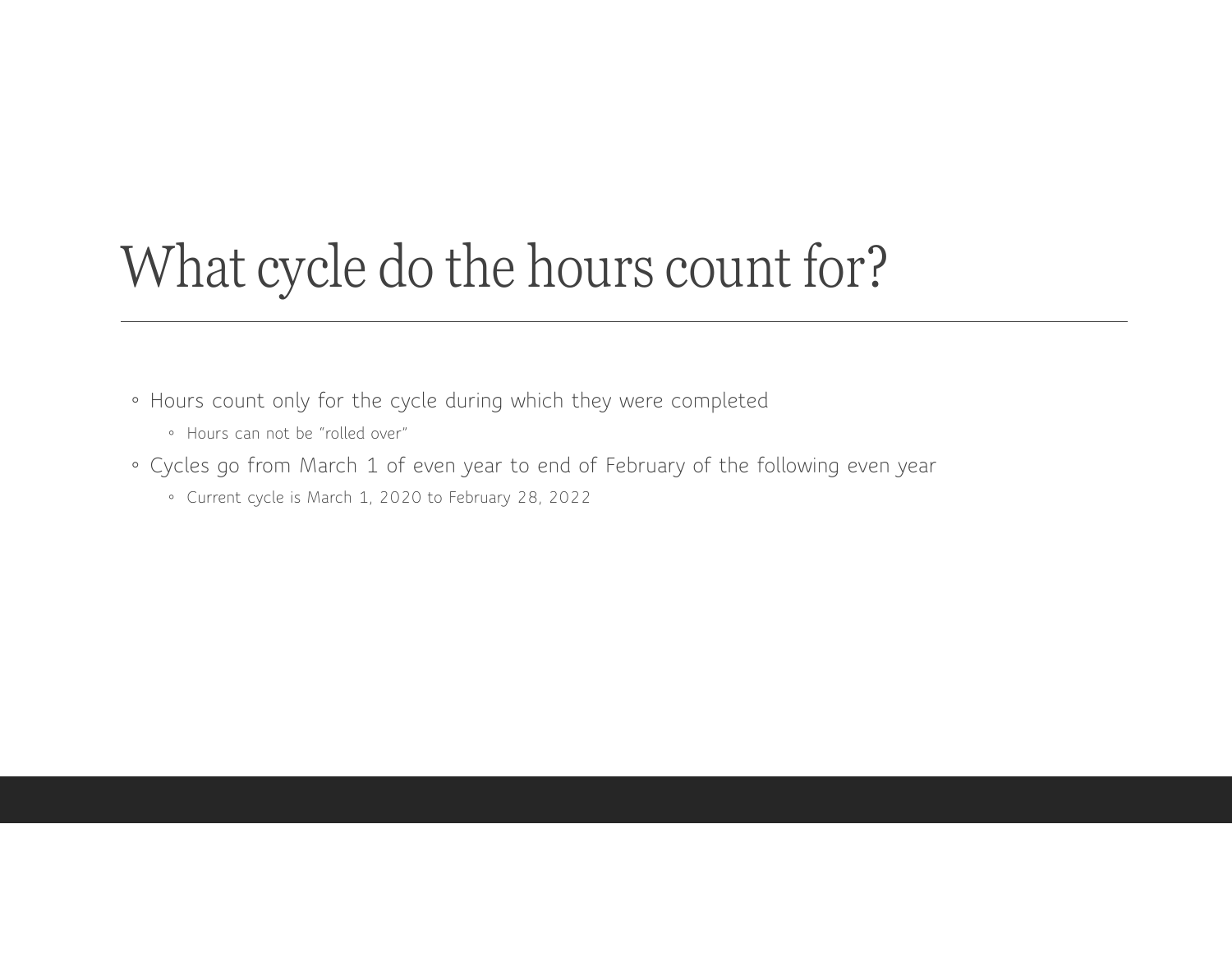# What cycle do the hours count for?

- Hours count only for the cycle during which they were completed
  - Hours can not be "rolled over"
- Cycles go from March 1 of even year to end of February of the following even year
  - Current cycle is March 1, 2020 to February 28, 2022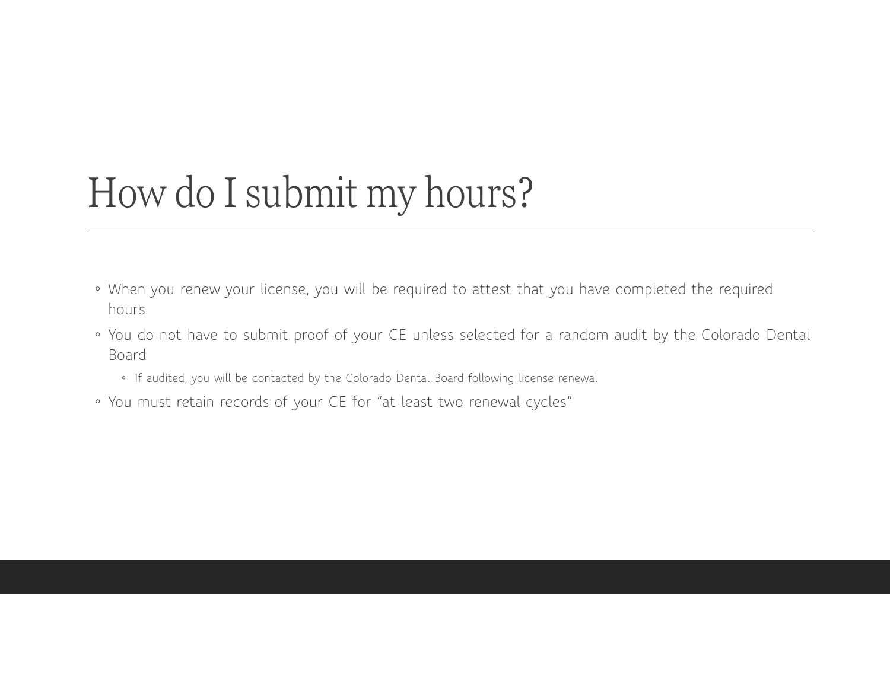# How do I submit my hours?

- When you renew your license, you will be required to attest that you have completed the required hours
- You do not have to submit proof of your CE unless selected for a random audit by the Colorado Dental Board
  - If audited, you will be contacted by the Colorado Dental Board following license renewal
- You must retain records of your CE for “at least two renewal cycles”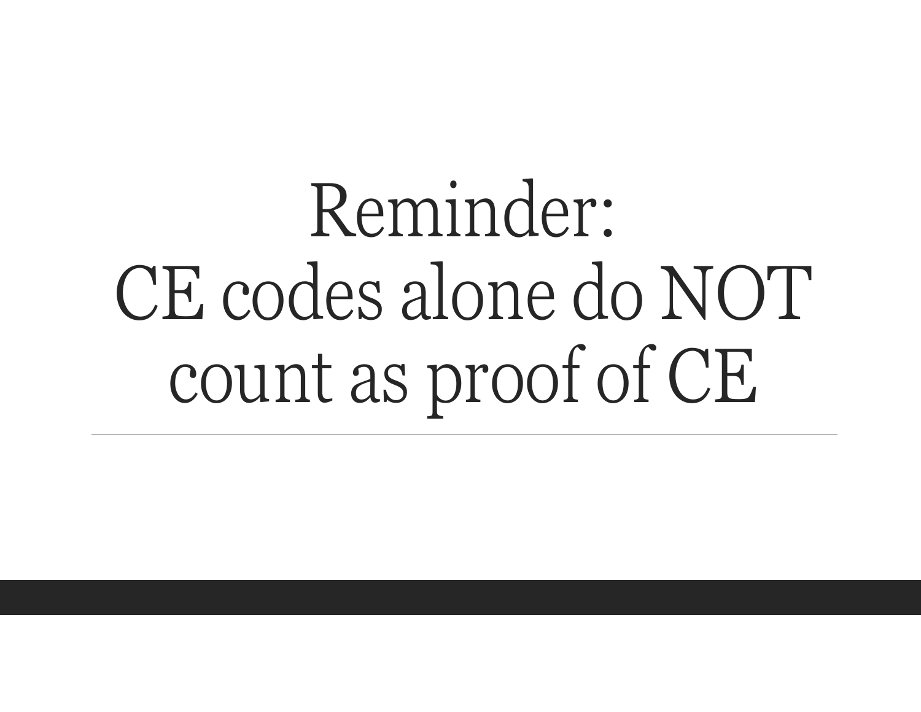# Reminder:
# CE codes alone do NOT count as proof of CE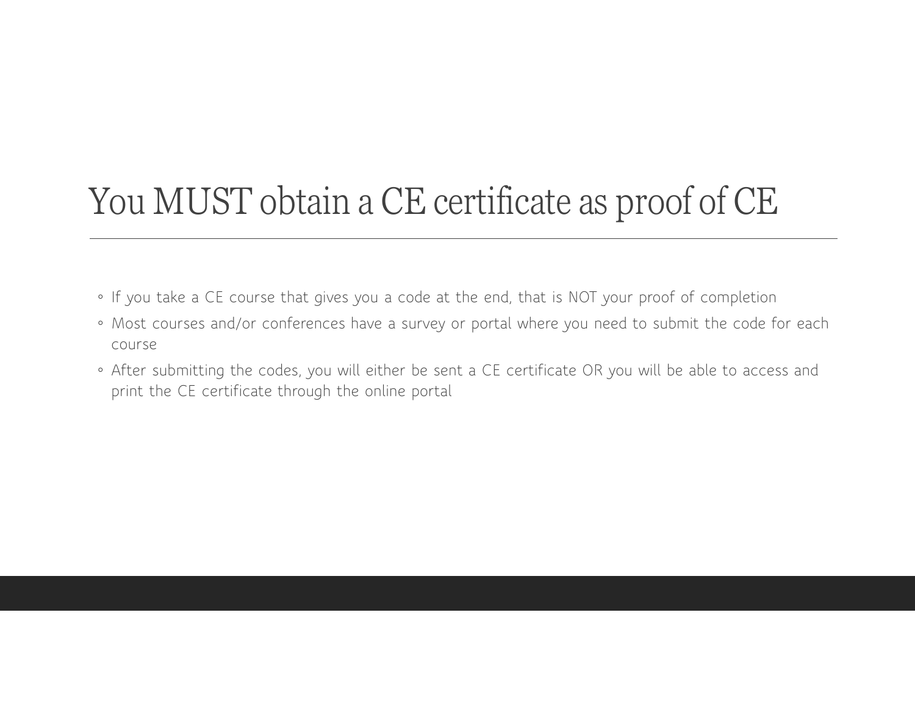# You MUST obtain a CE certificate as proof of CE

- If you take a CE course that gives you a code at the end, that is NOT your proof of completion
- Most courses and/or conferences have a survey or portal where you need to submit the code for each course
- After submitting the codes, you will either be sent a CE certificate OR you will be able to access and print the CE certificate through the online portal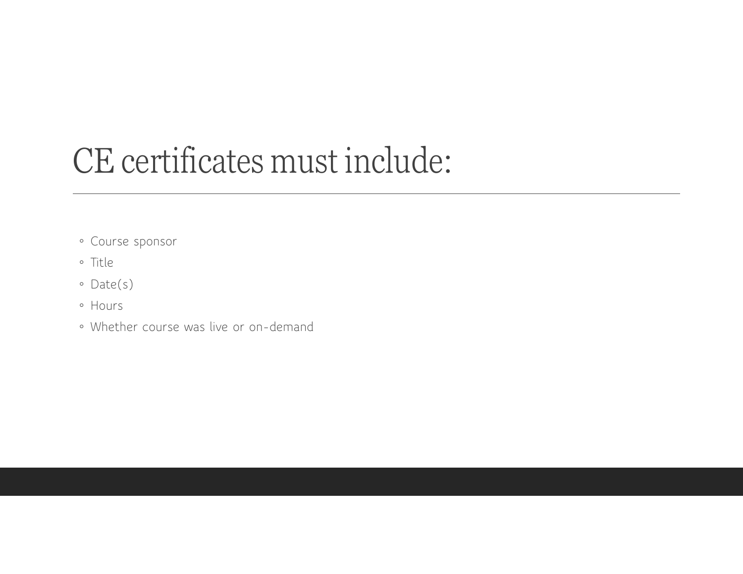# CE certificates must include:

- Course sponsor
- Title
- Date(s)
- Hours
- Whether course was live or on-demand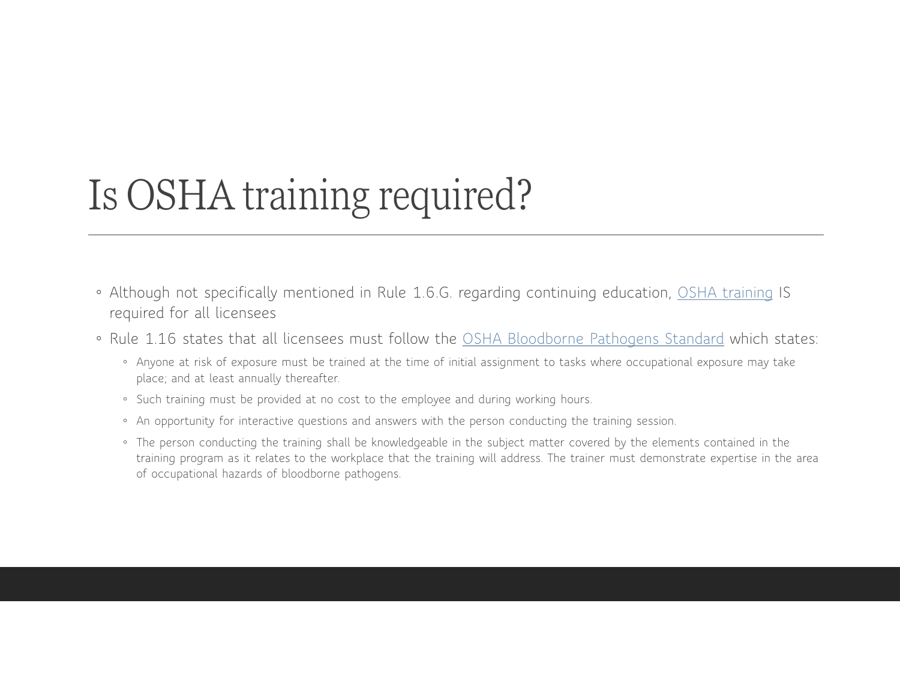# Is OSHA training required?

- Although not specifically mentioned in Rule 1.6.G. regarding continuing education, OSHA training IS required for all licensees
- Rule 1.16 states that all licensees must follow the OSHA Bloodborne Pathogens Standard which states:
  - Anyone at risk of exposure must be trained at the time of initial assignment to tasks where occupational exposure may take place; and at least annually thereafter.
  - Such training must be provided at no cost to the employee and during working hours.
  - An opportunity for interactive questions and answers with the person conducting the training session.
  - The person conducting the training shall be knowledgeable in the subject matter covered by the elements contained in the training program as it relates to the workplace that the training will address. The trainer must demonstrate expertise in the area of occupational hazards of bloodborne pathogens.